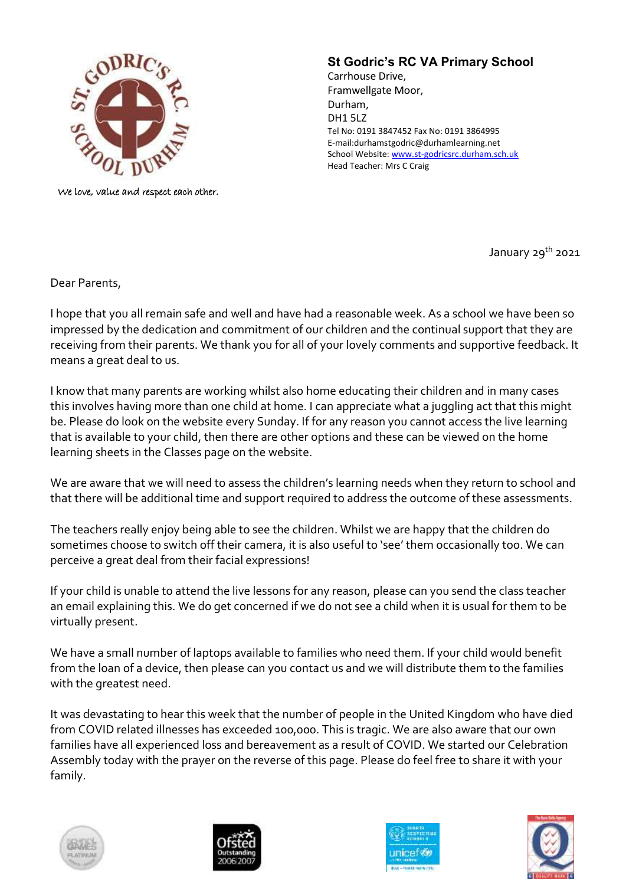**St Godric's RC VA Primary School**
Carrhouse Drive,
Framwellgate Moor,
Durham,
DH1 5LZ
Tel No: 0191 3847452 Fax No: 0191 3864995
E-mail:durhamstgodric@durhamlearning.net
School Website: www.st-godricsrc.durham.sch.uk
Head Teacher: Mrs C Craig

*We love, value and respect each other.*

January 29th 2021

Dear Parents,

I hope that you all remain safe and well and have had a reasonable week. As a school we have been so impressed by the dedication and commitment of our children and the continual support that they are receiving from their parents. We thank you for all of your lovely comments and supportive feedback. It means a great deal to us.

I know that many parents are working whilst also home educating their children and in many cases this involves having more than one child at home. I can appreciate what a juggling act that this might be. Please do look on the website every Sunday. If for any reason you cannot access the live learning that is available to your child, then there are other options and these can be viewed on the home learning sheets in the Classes page on the website.

We are aware that we will need to assess the children's learning needs when they return to school and that there will be additional time and support required to address the outcome of these assessments.

The teachers really enjoy being able to see the children. Whilst we are happy that the children do sometimes choose to switch off their camera, it is also useful to 'see' them occasionally too. We can perceive a great deal from their facial expressions!

If your child is unable to attend the live lessons for any reason, please can you send the class teacher an email explaining this. We do get concerned if we do not see a child when it is usual for them to be virtually present.

We have a small number of laptops available to families who need them. If your child would benefit from the loan of a device, then please can you contact us and we will distribute them to the families with the greatest need.

It was devastating to hear this week that the number of people in the United Kingdom who have died from COVID related illnesses has exceeded 100,000. This is tragic. We are also aware that our own families have all experienced loss and bereavement as a result of COVID. We started our Celebration Assembly today with the prayer on the reverse of this page. Please do feel free to share it with your family.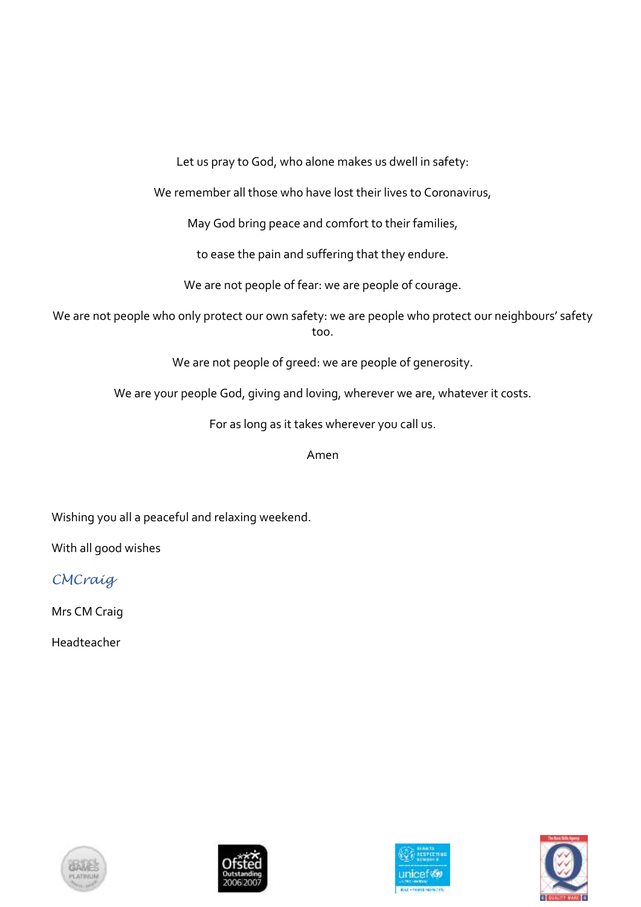Let us pray to God, who alone makes us dwell in safety:

We remember all those who have lost their lives to Coronavirus,

May God bring peace and comfort to their families,

to ease the pain and suffering that they endure.

We are not people of fear: we are people of courage.

We are not people who only protect our own safety: we are people who protect our neighbours' safety too.

We are not people of greed: we are people of generosity.

We are your people God, giving and loving, wherever we are, whatever it costs.

For as long as it takes wherever you call us.

Amen

Wishing you all a peaceful and relaxing weekend.

With all good wishes

*CMCraig*

Mrs CM Craig

Headteacher